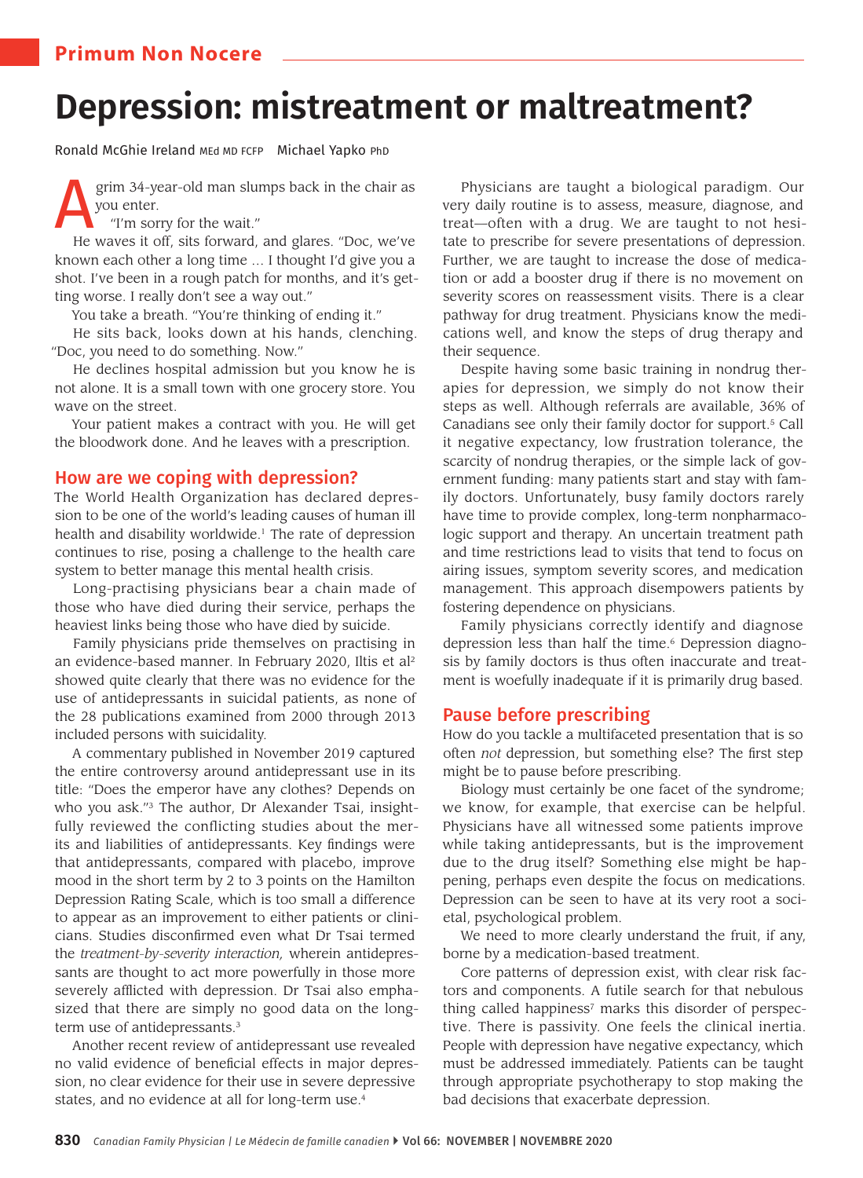Primum Non Nocere

# Depression: mistreatment or maltreatment?

Ronald McGhie Ireland MEd MD FCFP  Michael Yapko PhD

A grim 34-year-old man slumps back in the chair as you enter.

"I'm sorry for the wait."

He waves it off, sits forward, and glares. "Doc, we've known each other a long time … I thought I'd give you a shot. I've been in a rough patch for months, and it's getting worse. I really don't see a way out."

You take a breath. "You're thinking of ending it."

He sits back, looks down at his hands, clenching. "Doc, you need to do something. Now."

He declines hospital admission but you know he is not alone. It is a small town with one grocery store. You wave on the street.

Your patient makes a contract with you. He will get the bloodwork done. And he leaves with a prescription.

## How are we coping with depression?

The World Health Organization has declared depression to be one of the world's leading causes of human ill health and disability worldwide.[1] The rate of depression continues to rise, posing a challenge to the health care system to better manage this mental health crisis.

Long-practising physicians bear a chain made of those who have died during their service, perhaps the heaviest links being those who have died by suicide.

Family physicians pride themselves on practising in an evidence-based manner. In February 2020, Iltis et al[2] showed quite clearly that there was no evidence for the use of antidepressants in suicidal patients, as none of the 28 publications examined from 2000 through 2013 included persons with suicidality.

A commentary published in November 2019 captured the entire controversy around antidepressant use in its title: "Does the emperor have any clothes? Depends on who you ask."[3] The author, Dr Alexander Tsai, insightfully reviewed the conflicting studies about the merits and liabilities of antidepressants. Key findings were that antidepressants, compared with placebo, improve mood in the short term by 2 to 3 points on the Hamilton Depression Rating Scale, which is too small a difference to appear as an improvement to either patients or clinicians. Studies disconfirmed even what Dr Tsai termed the *treatment-by-severity interaction,* wherein antidepressants are thought to act more powerfully in those more severely afflicted with depression. Dr Tsai also emphasized that there are simply no good data on the long-term use of antidepressants.[3]

Another recent review of antidepressant use revealed no valid evidence of beneficial effects in major depression, no clear evidence for their use in severe depressive states, and no evidence at all for long-term use.[4]

Physicians are taught a biological paradigm. Our very daily routine is to assess, measure, diagnose, and treat—often with a drug. We are taught to not hesitate to prescribe for severe presentations of depression. Further, we are taught to increase the dose of medication or add a booster drug if there is no movement on severity scores on reassessment visits. There is a clear pathway for drug treatment. Physicians know the medications well, and know the steps of drug therapy and their sequence.

Despite having some basic training in nondrug therapies for depression, we simply do not know their steps as well. Although referrals are available, 36% of Canadians see only their family doctor for support.[5] Call it negative expectancy, low frustration tolerance, the scarcity of nondrug therapies, or the simple lack of government funding: many patients start and stay with family doctors. Unfortunately, busy family doctors rarely have time to provide complex, long-term nonpharmacologic support and therapy. An uncertain treatment path and time restrictions lead to visits that tend to focus on airing issues, symptom severity scores, and medication management. This approach disempowers patients by fostering dependence on physicians.

Family physicians correctly identify and diagnose depression less than half the time.[6] Depression diagnosis by family doctors is thus often inaccurate and treatment is woefully inadequate if it is primarily drug based.

## Pause before prescribing

How do you tackle a multifaceted presentation that is so often *not* depression, but something else? The first step might be to pause before prescribing.

Biology must certainly be one facet of the syndrome; we know, for example, that exercise can be helpful. Physicians have all witnessed some patients improve while taking antidepressants, but is the improvement due to the drug itself? Something else might be happening, perhaps even despite the focus on medications. Depression can be seen to have at its very root a societal, psychological problem.

We need to more clearly understand the fruit, if any, borne by a medication-based treatment.

Core patterns of depression exist, with clear risk factors and components. A futile search for that nebulous thing called happiness[7] marks this disorder of perspective. There is passivity. One feels the clinical inertia. People with depression have negative expectancy, which must be addressed immediately. Patients can be taught through appropriate psychotherapy to stop making the bad decisions that exacerbate depression.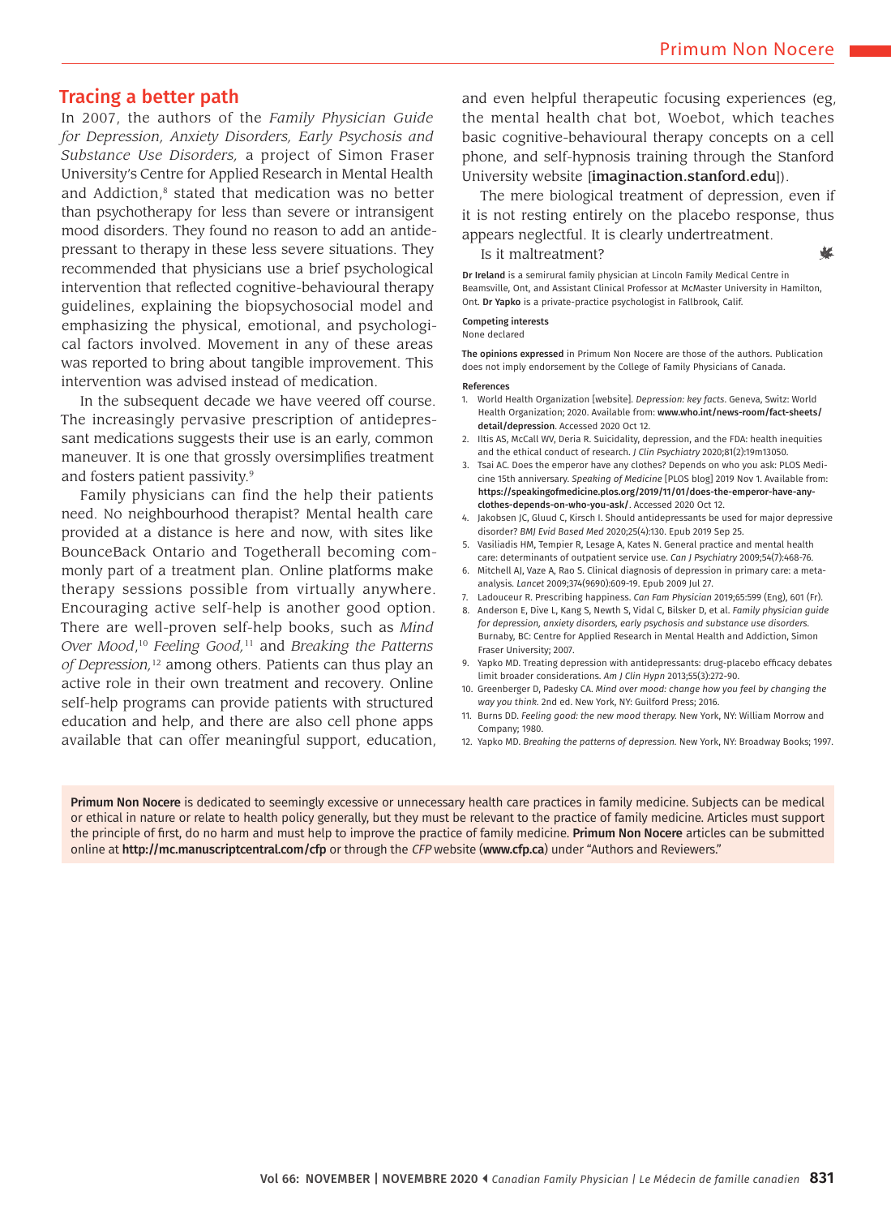## Tracing a better path

In 2007, the authors of the *Family Physician Guide for Depression, Anxiety Disorders, Early Psychosis and Substance Use Disorders,* a project of Simon Fraser University's Centre for Applied Research in Mental Health and Addiction,[8] stated that medication was no better than psychotherapy for less than severe or intransigent mood disorders. They found no reason to add an antidepressant to therapy in these less severe situations. They recommended that physicians use a brief psychological intervention that reflected cognitive-behavioural therapy guidelines, explaining the biopsychosocial model and emphasizing the physical, emotional, and psychological factors involved. Movement in any of these areas was reported to bring about tangible improvement. This intervention was advised instead of medication.

In the subsequent decade we have veered off course. The increasingly pervasive prescription of antidepressant medications suggests their use is an early, common maneuver. It is one that grossly oversimplifies treatment and fosters patient passivity.[9]

Family physicians can find the help their patients need. No neighbourhood therapist? Mental health care provided at a distance is here and now, with sites like BounceBack Ontario and Togetherall becoming commonly part of a treatment plan. Online platforms make therapy sessions possible from virtually anywhere. Encouraging active self-help is another good option. There are well-proven self-help books, such as *Mind Over Mood*,[10] *Feeling Good,*[11] and *Breaking the Patterns of Depression,*[12] among others. Patients can thus play an active role in their own treatment and recovery. Online self-help programs can provide patients with structured education and help, and there are also cell phone apps available that can offer meaningful support, education, and even helpful therapeutic focusing experiences (eg, the mental health chat bot, Woebot, which teaches basic cognitive-behavioural therapy concepts on a cell phone, and self-hypnosis training through the Stanford University website [**imaginaction.stanford.edu**]).

The mere biological treatment of depression, even if it is not resting entirely on the placebo response, thus appears neglectful. It is clearly undertreatment.

Is it maltreatment?

**Dr Ireland** is a semirural family physician at Lincoln Family Medical Centre in Beamsville, Ont, and Assistant Clinical Professor at McMaster University in Hamilton, Ont. **Dr Yapko** is a private-practice psychologist in Fallbrook, Calif.

**Competing interests**
None declared

**The opinions expressed** in Primum Non Nocere are those of the authors. Publication does not imply endorsement by the College of Family Physicians of Canada.

**References**

1. World Health Organization [website]. *Depression: key facts*. Geneva, Switz: World Health Organization; 2020. Available from: **www.who.int/news-room/fact-sheets/detail/depression**. Accessed 2020 Oct 12.
2. Iltis AS, McCall WV, Deria R. Suicidality, depression, and the FDA: health inequities and the ethical conduct of research. *J Clin Psychiatry* 2020;81(2):19m13050.
3. Tsai AC. Does the emperor have any clothes? Depends on who you ask: PLOS Medicine 15th anniversary. *Speaking of Medicine* [PLOS blog] 2019 Nov 1. Available from: **https://speakingofmedicine.plos.org/2019/11/01/does-the-emperor-have-any-clothes-depends-on-who-you-ask/**. Accessed 2020 Oct 12.
4. Jakobsen JC, Gluud C, Kirsch I. Should antidepressants be used for major depressive disorder? *BMJ Evid Based Med* 2020;25(4):130. Epub 2019 Sep 25.
5. Vasiliadis HM, Tempier R, Lesage A, Kates N. General practice and mental health care: determinants of outpatient service use. *Can J Psychiatry* 2009;54(7):468-76.
6. Mitchell AJ, Vaze A, Rao S. Clinical diagnosis of depression in primary care: a meta-analysis. *Lancet* 2009;374(9690):609-19. Epub 2009 Jul 27.
7. Ladouceur R. Prescribing happiness. *Can Fam Physician* 2019;65:599 (Eng), 601 (Fr).
8. Anderson E, Dive L, Kang S, Newth S, Vidal C, Bilsker D, et al. *Family physician guide for depression, anxiety disorders, early psychosis and substance use disorders.* Burnaby, BC: Centre for Applied Research in Mental Health and Addiction, Simon Fraser University; 2007.
9. Yapko MD. Treating depression with antidepressants: drug-placebo efficacy debates limit broader considerations. *Am J Clin Hypn* 2013;55(3):272-90.
10. Greenberger D, Padesky CA. *Mind over mood: change how you feel by changing the way you think.* 2nd ed. New York, NY: Guilford Press; 2016.
11. Burns DD. *Feeling good: the new mood therapy.* New York, NY: William Morrow and Company; 1980.
12. Yapko MD. *Breaking the patterns of depression.* New York, NY: Broadway Books; 1997.

**Primum Non Nocere** is dedicated to seemingly excessive or unnecessary health care practices in family medicine. Subjects can be medical or ethical in nature or relate to health policy generally, but they must be relevant to the practice of family medicine. Articles must support the principle of first, do no harm and must help to improve the practice of family medicine. **Primum Non Nocere** articles can be submitted online at **http://mc.manuscriptcentral.com/cfp** or through the *CFP* website (**www.cfp.ca**) under "Authors and Reviewers."